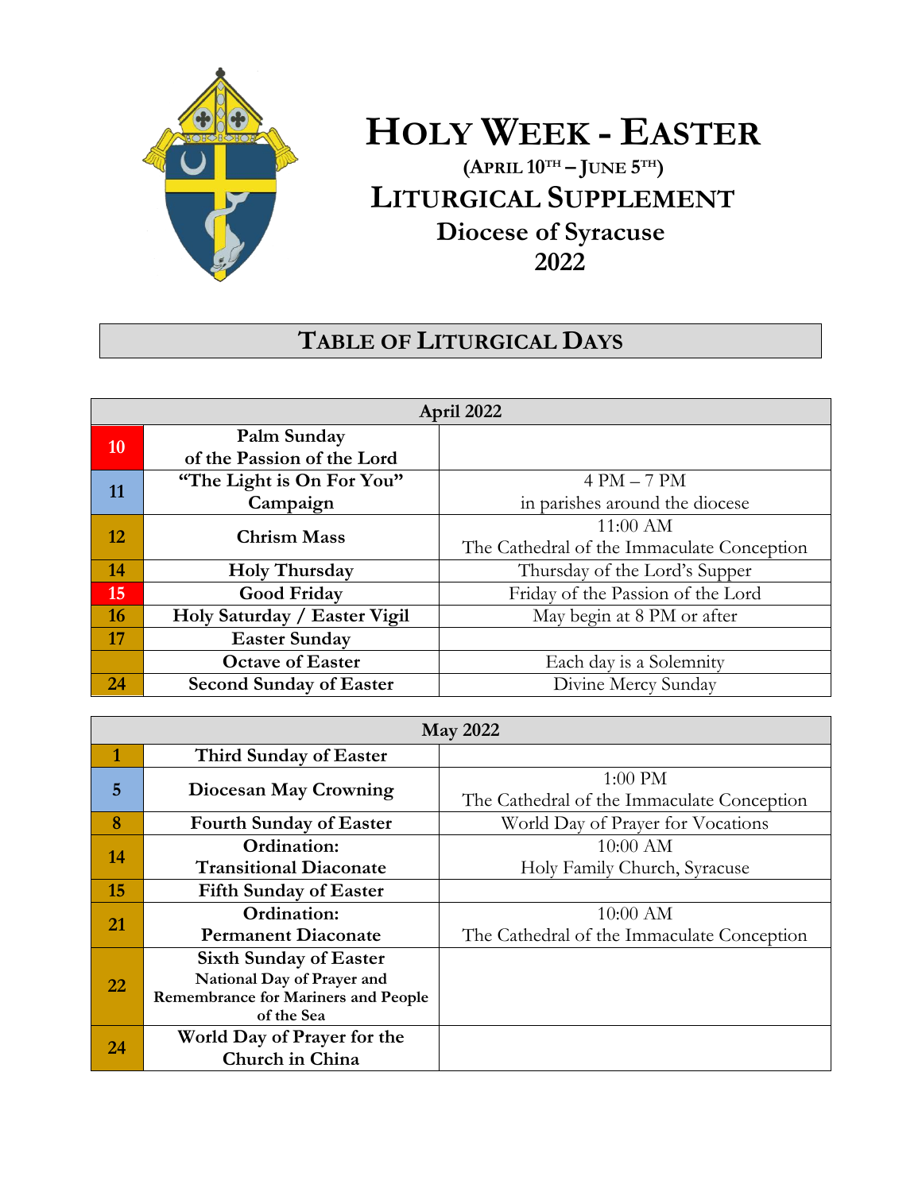# Holy Week - Easter

**(April 10th – June 5th)**

## Liturgical Supplement

## Diocese of Syracuse

## 2022

## Table of Liturgical Days

| April 2022 | | |
|---|---|---|
| 10 | **Palm Sunday of the Passion of the Lord** | |
| 11 | **"The Light is On For You" Campaign** | 4 PM – 7 PM in parishes around the diocese |
| 12 | **Chrism Mass** | 11:00 AM The Cathedral of the Immaculate Conception |
| 14 | **Holy Thursday** | Thursday of the Lord's Supper |
| 15 | **Good Friday** | Friday of the Passion of the Lord |
| 16 | **Holy Saturday / Easter Vigil** | May begin at 8 PM or after |
| 17 | **Easter Sunday** | |
| | **Octave of Easter** | Each day is a Solemnity |
| 24 | **Second Sunday of Easter** | Divine Mercy Sunday |

| May 2022 | | |
|---|---|---|
| 1 | **Third Sunday of Easter** | |
| 5 | **Diocesan May Crowning** | 1:00 PM The Cathedral of the Immaculate Conception |
| 8 | **Fourth Sunday of Easter** | World Day of Prayer for Vocations |
| 14 | **Ordination: Transitional Diaconate** | 10:00 AM Holy Family Church, Syracuse |
| 15 | **Fifth Sunday of Easter** | |
| 21 | **Ordination: Permanent Diaconate** | 10:00 AM The Cathedral of the Immaculate Conception |
| 22 | **Sixth Sunday of Easter** **National Day of Prayer and Remembrance for Mariners and People of the Sea** | |
| 24 | **World Day of Prayer for the Church in China** | |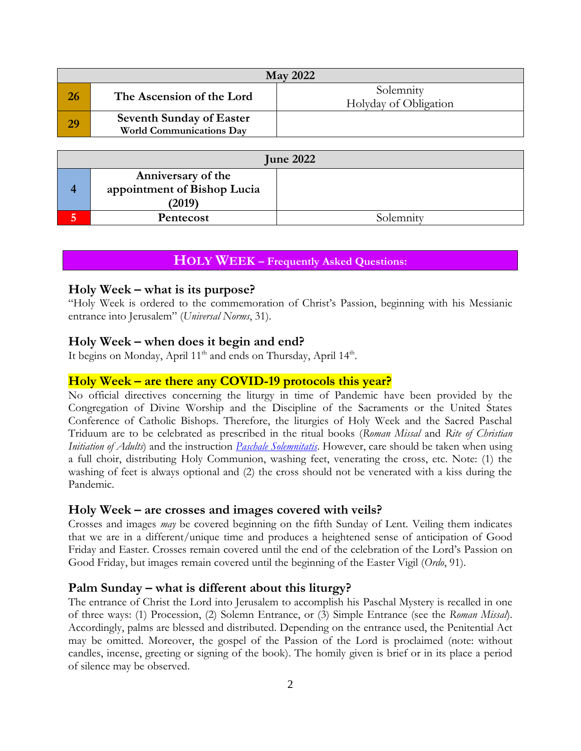| May 2022 | | |
|---|---|---|
| **26** | **The Ascension of the Lord** | Solemnity<br>Holyday of Obligation |
| **29** | **Seventh Sunday of Easter**<br>**World Communications Day** | |

| June 2022 | | |
|---|---|---|
| **4** | **Anniversary of the appointment of Bishop Lucia (2019)** | |
| **5** | **Pentecost** | Solemnity |

## HOLY WEEK – Frequently Asked Questions:

### Holy Week – what is its purpose?

"Holy Week is ordered to the commemoration of Christ's Passion, beginning with his Messianic entrance into Jerusalem" (*Universal Norms*, 31).

### Holy Week – when does it begin and end?

It begins on Monday, April 11th and ends on Thursday, April 14th.

### Holy Week – are there any COVID-19 protocols this year?

No official directives concerning the liturgy in time of Pandemic have been provided by the Congregation of Divine Worship and the Discipline of the Sacraments or the United States Conference of Catholic Bishops. Therefore, the liturgies of Holy Week and the Sacred Paschal Triduum are to be celebrated as prescribed in the ritual books (*Roman Missal* and *Rite of Christian Initiation of Adults*) and the instruction *Paschale Solemnitatis*. However, care should be taken when using a full choir, distributing Holy Communion, washing feet, venerating the cross, etc. Note: (1) the washing of feet is always optional and (2) the cross should not be venerated with a kiss during the Pandemic.

### Holy Week – are crosses and images covered with veils?

Crosses and images *may* be covered beginning on the fifth Sunday of Lent. Veiling them indicates that we are in a different/unique time and produces a heightened sense of anticipation of Good Friday and Easter. Crosses remain covered until the end of the celebration of the Lord's Passion on Good Friday, but images remain covered until the beginning of the Easter Vigil (*Ordo*, 91).

### Palm Sunday – what is different about this liturgy?

The entrance of Christ the Lord into Jerusalem to accomplish his Paschal Mystery is recalled in one of three ways: (1) Procession, (2) Solemn Entrance, or (3) Simple Entrance (see the *Roman Missal*). Accordingly, palms are blessed and distributed. Depending on the entrance used, the Penitential Act may be omitted. Moreover, the gospel of the Passion of the Lord is proclaimed (note: without candles, incense, greeting or signing of the book). The homily given is brief or in its place a period of silence may be observed.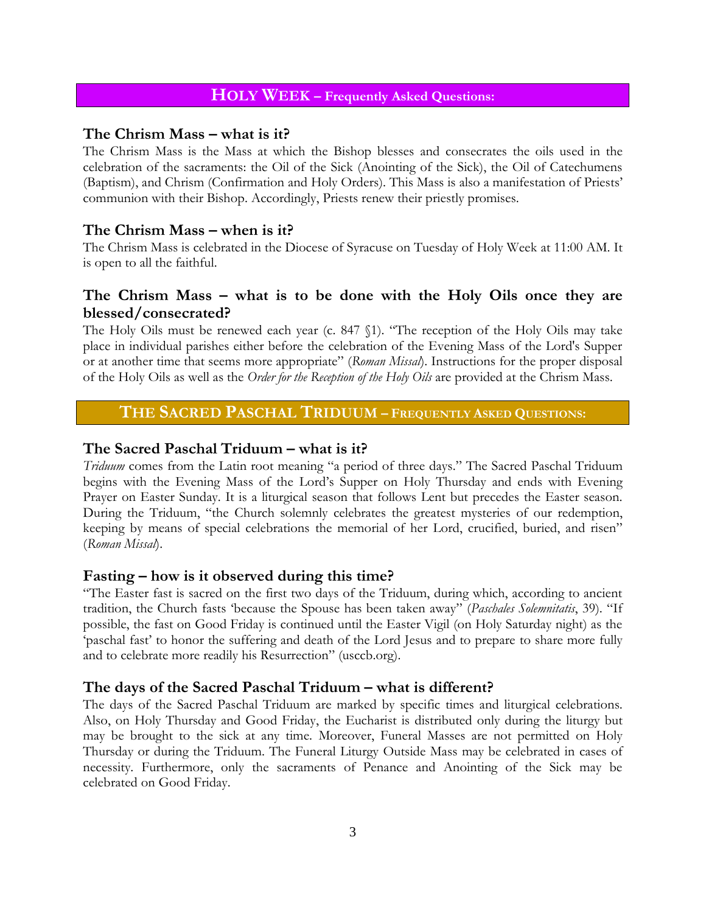## HOLY WEEK – Frequently Asked Questions:

### The Chrism Mass – what is it?

The Chrism Mass is the Mass at which the Bishop blesses and consecrates the oils used in the celebration of the sacraments: the Oil of the Sick (Anointing of the Sick), the Oil of Catechumens (Baptism), and Chrism (Confirmation and Holy Orders). This Mass is also a manifestation of Priests' communion with their Bishop. Accordingly, Priests renew their priestly promises.

### The Chrism Mass – when is it?

The Chrism Mass is celebrated in the Diocese of Syracuse on Tuesday of Holy Week at 11:00 AM. It is open to all the faithful.

### The Chrism Mass – what is to be done with the Holy Oils once they are blessed/consecrated?

The Holy Oils must be renewed each year (c. 847 §1). "The reception of the Holy Oils may take place in individual parishes either before the celebration of the Evening Mass of the Lord's Supper or at another time that seems more appropriate" (*Roman Missal*). Instructions for the proper disposal of the Holy Oils as well as the *Order for the Reception of the Holy Oils* are provided at the Chrism Mass.

## THE SACRED PASCHAL TRIDUUM – FREQUENTLY ASKED QUESTIONS:

### The Sacred Paschal Triduum – what is it?

*Triduum* comes from the Latin root meaning "a period of three days." The Sacred Paschal Triduum begins with the Evening Mass of the Lord's Supper on Holy Thursday and ends with Evening Prayer on Easter Sunday. It is a liturgical season that follows Lent but precedes the Easter season. During the Triduum, "the Church solemnly celebrates the greatest mysteries of our redemption, keeping by means of special celebrations the memorial of her Lord, crucified, buried, and risen" (*Roman Missal*).

### Fasting – how is it observed during this time?

"The Easter fast is sacred on the first two days of the Triduum, during which, according to ancient tradition, the Church fasts 'because the Spouse has been taken away'" (*Paschales Solemnitatis*, 39). "If possible, the fast on Good Friday is continued until the Easter Vigil (on Holy Saturday night) as the 'paschal fast' to honor the suffering and death of the Lord Jesus and to prepare to share more fully and to celebrate more readily his Resurrection" (usccb.org).

### The days of the Sacred Paschal Triduum – what is different?

The days of the Sacred Paschal Triduum are marked by specific times and liturgical celebrations. Also, on Holy Thursday and Good Friday, the Eucharist is distributed only during the liturgy but may be brought to the sick at any time. Moreover, Funeral Masses are not permitted on Holy Thursday or during the Triduum. The Funeral Liturgy Outside Mass may be celebrated in cases of necessity. Furthermore, only the sacraments of Penance and Anointing of the Sick may be celebrated on Good Friday.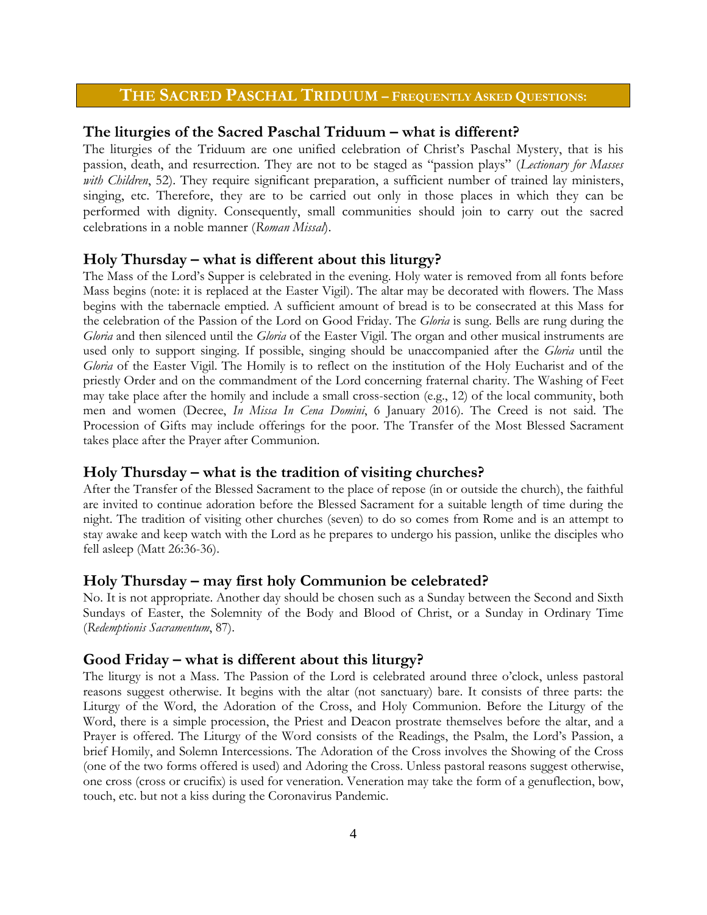# THE SACRED PASCHAL TRIDUUM – FREQUENTLY ASKED QUESTIONS:

## The liturgies of the Sacred Paschal Triduum – what is different?

The liturgies of the Triduum are one unified celebration of Christ's Paschal Mystery, that is his passion, death, and resurrection. They are not to be staged as "passion plays" (*Lectionary for Masses with Children*, 52). They require significant preparation, a sufficient number of trained lay ministers, singing, etc. Therefore, they are to be carried out only in those places in which they can be performed with dignity. Consequently, small communities should join to carry out the sacred celebrations in a noble manner (*Roman Missal*).

## Holy Thursday – what is different about this liturgy?

The Mass of the Lord's Supper is celebrated in the evening. Holy water is removed from all fonts before Mass begins (note: it is replaced at the Easter Vigil). The altar may be decorated with flowers. The Mass begins with the tabernacle emptied. A sufficient amount of bread is to be consecrated at this Mass for the celebration of the Passion of the Lord on Good Friday. The *Gloria* is sung. Bells are rung during the *Gloria* and then silenced until the *Gloria* of the Easter Vigil. The organ and other musical instruments are used only to support singing. If possible, singing should be unaccompanied after the *Gloria* until the *Gloria* of the Easter Vigil. The Homily is to reflect on the institution of the Holy Eucharist and of the priestly Order and on the commandment of the Lord concerning fraternal charity. The Washing of Feet may take place after the homily and include a small cross-section (e.g., 12) of the local community, both men and women (Decree, *In Missa In Cena Domini*, 6 January 2016). The Creed is not said. The Procession of Gifts may include offerings for the poor. The Transfer of the Most Blessed Sacrament takes place after the Prayer after Communion.

## Holy Thursday – what is the tradition of visiting churches?

After the Transfer of the Blessed Sacrament to the place of repose (in or outside the church), the faithful are invited to continue adoration before the Blessed Sacrament for a suitable length of time during the night. The tradition of visiting other churches (seven) to do so comes from Rome and is an attempt to stay awake and keep watch with the Lord as he prepares to undergo his passion, unlike the disciples who fell asleep (Matt 26:36-36).

## Holy Thursday – may first holy Communion be celebrated?

No. It is not appropriate. Another day should be chosen such as a Sunday between the Second and Sixth Sundays of Easter, the Solemnity of the Body and Blood of Christ, or a Sunday in Ordinary Time (*Redemptionis Sacramentum*, 87).

## Good Friday – what is different about this liturgy?

The liturgy is not a Mass. The Passion of the Lord is celebrated around three o'clock, unless pastoral reasons suggest otherwise. It begins with the altar (not sanctuary) bare. It consists of three parts: the Liturgy of the Word, the Adoration of the Cross, and Holy Communion. Before the Liturgy of the Word, there is a simple procession, the Priest and Deacon prostrate themselves before the altar, and a Prayer is offered. The Liturgy of the Word consists of the Readings, the Psalm, the Lord's Passion, a brief Homily, and Solemn Intercessions. The Adoration of the Cross involves the Showing of the Cross (one of the two forms offered is used) and Adoring the Cross. Unless pastoral reasons suggest otherwise, one cross (cross or crucifix) is used for veneration. Veneration may take the form of a genuflection, bow, touch, etc. but not a kiss during the Coronavirus Pandemic.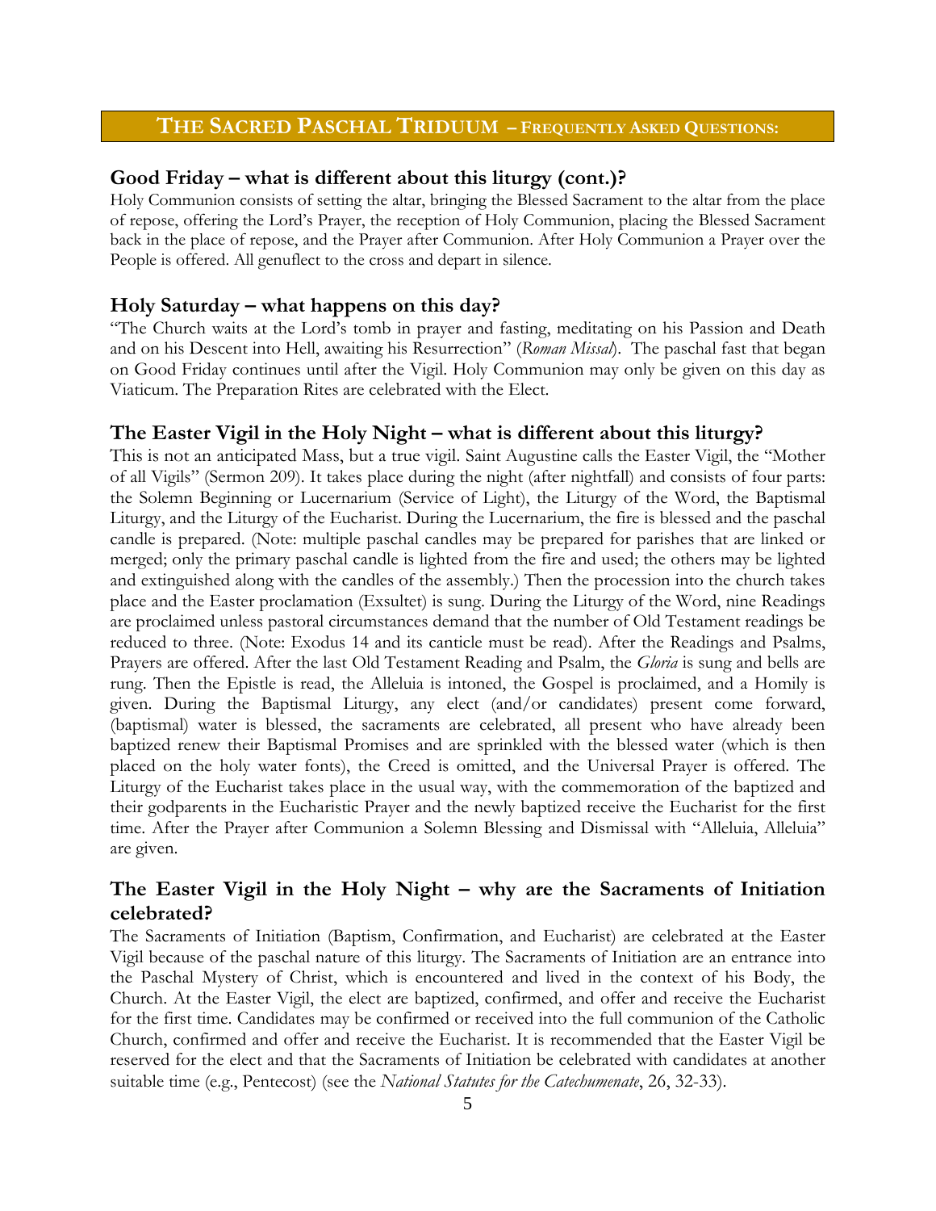## THE SACRED PASCHAL TRIDUUM – FREQUENTLY ASKED QUESTIONS:

### Good Friday – what is different about this liturgy (cont.)?

Holy Communion consists of setting the altar, bringing the Blessed Sacrament to the altar from the place of repose, offering the Lord's Prayer, the reception of Holy Communion, placing the Blessed Sacrament back in the place of repose, and the Prayer after Communion. After Holy Communion a Prayer over the People is offered. All genuflect to the cross and depart in silence.

### Holy Saturday – what happens on this day?

"The Church waits at the Lord's tomb in prayer and fasting, meditating on his Passion and Death and on his Descent into Hell, awaiting his Resurrection" (*Roman Missal*). The paschal fast that began on Good Friday continues until after the Vigil. Holy Communion may only be given on this day as Viaticum. The Preparation Rites are celebrated with the Elect.

### The Easter Vigil in the Holy Night – what is different about this liturgy?

This is not an anticipated Mass, but a true vigil. Saint Augustine calls the Easter Vigil, the "Mother of all Vigils" (Sermon 209). It takes place during the night (after nightfall) and consists of four parts: the Solemn Beginning or Lucernarium (Service of Light), the Liturgy of the Word, the Baptismal Liturgy, and the Liturgy of the Eucharist. During the Lucernarium, the fire is blessed and the paschal candle is prepared. (Note: multiple paschal candles may be prepared for parishes that are linked or merged; only the primary paschal candle is lighted from the fire and used; the others may be lighted and extinguished along with the candles of the assembly.) Then the procession into the church takes place and the Easter proclamation (Exsultet) is sung. During the Liturgy of the Word, nine Readings are proclaimed unless pastoral circumstances demand that the number of Old Testament readings be reduced to three. (Note: Exodus 14 and its canticle must be read). After the Readings and Psalms, Prayers are offered. After the last Old Testament Reading and Psalm, the *Gloria* is sung and bells are rung. Then the Epistle is read, the Alleluia is intoned, the Gospel is proclaimed, and a Homily is given. During the Baptismal Liturgy, any elect (and/or candidates) present come forward, (baptismal) water is blessed, the sacraments are celebrated, all present who have already been baptized renew their Baptismal Promises and are sprinkled with the blessed water (which is then placed on the holy water fonts), the Creed is omitted, and the Universal Prayer is offered. The Liturgy of the Eucharist takes place in the usual way, with the commemoration of the baptized and their godparents in the Eucharistic Prayer and the newly baptized receive the Eucharist for the first time. After the Prayer after Communion a Solemn Blessing and Dismissal with "Alleluia, Alleluia" are given.

### The Easter Vigil in the Holy Night – why are the Sacraments of Initiation celebrated?

The Sacraments of Initiation (Baptism, Confirmation, and Eucharist) are celebrated at the Easter Vigil because of the paschal nature of this liturgy. The Sacraments of Initiation are an entrance into the Paschal Mystery of Christ, which is encountered and lived in the context of his Body, the Church. At the Easter Vigil, the elect are baptized, confirmed, and offer and receive the Eucharist for the first time. Candidates may be confirmed or received into the full communion of the Catholic Church, confirmed and offer and receive the Eucharist. It is recommended that the Easter Vigil be reserved for the elect and that the Sacraments of Initiation be celebrated with candidates at another suitable time (e.g., Pentecost) (see the *National Statutes for the Catechumenate*, 26, 32-33).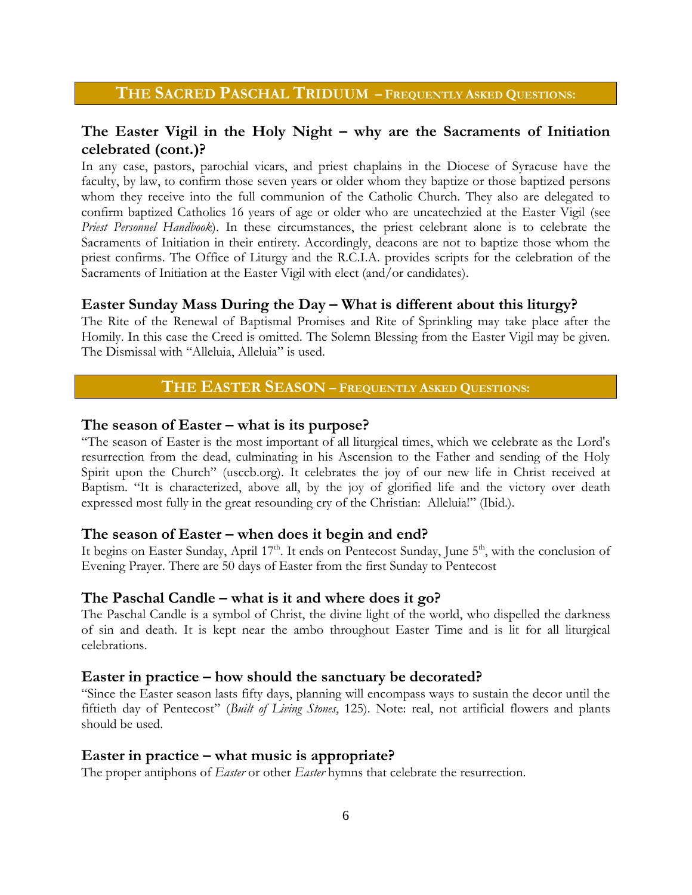## THE SACRED PASCHAL TRIDUUM – FREQUENTLY ASKED QUESTIONS:

### The Easter Vigil in the Holy Night – why are the Sacraments of Initiation celebrated (cont.)?

In any case, pastors, parochial vicars, and priest chaplains in the Diocese of Syracuse have the faculty, by law, to confirm those seven years or older whom they baptize or those baptized persons whom they receive into the full communion of the Catholic Church. They also are delegated to confirm baptized Catholics 16 years of age or older who are uncatechzied at the Easter Vigil (see *Priest Personnel Handbook*). In these circumstances, the priest celebrant alone is to celebrate the Sacraments of Initiation in their entirety. Accordingly, deacons are not to baptize those whom the priest confirms. The Office of Liturgy and the R.C.I.A. provides scripts for the celebration of the Sacraments of Initiation at the Easter Vigil with elect (and/or candidates).

### Easter Sunday Mass During the Day – What is different about this liturgy?

The Rite of the Renewal of Baptismal Promises and Rite of Sprinkling may take place after the Homily. In this case the Creed is omitted. The Solemn Blessing from the Easter Vigil may be given. The Dismissal with "Alleluia, Alleluia" is used.

## THE EASTER SEASON – FREQUENTLY ASKED QUESTIONS:

### The season of Easter – what is its purpose?

"The season of Easter is the most important of all liturgical times, which we celebrate as the Lord's resurrection from the dead, culminating in his Ascension to the Father and sending of the Holy Spirit upon the Church" (usccb.org). It celebrates the joy of our new life in Christ received at Baptism. "It is characterized, above all, by the joy of glorified life and the victory over death expressed most fully in the great resounding cry of the Christian: Alleluia!" (Ibid.).

### The season of Easter – when does it begin and end?

It begins on Easter Sunday, April 17th. It ends on Pentecost Sunday, June 5th, with the conclusion of Evening Prayer. There are 50 days of Easter from the first Sunday to Pentecost

### The Paschal Candle – what is it and where does it go?

The Paschal Candle is a symbol of Christ, the divine light of the world, who dispelled the darkness of sin and death. It is kept near the ambo throughout Easter Time and is lit for all liturgical celebrations.

### Easter in practice – how should the sanctuary be decorated?

"Since the Easter season lasts fifty days, planning will encompass ways to sustain the decor until the fiftieth day of Pentecost" (*Built of Living Stones*, 125). Note: real, not artificial flowers and plants should be used.

### Easter in practice – what music is appropriate?

The proper antiphons of *Easter* or other *Easter* hymns that celebrate the resurrection.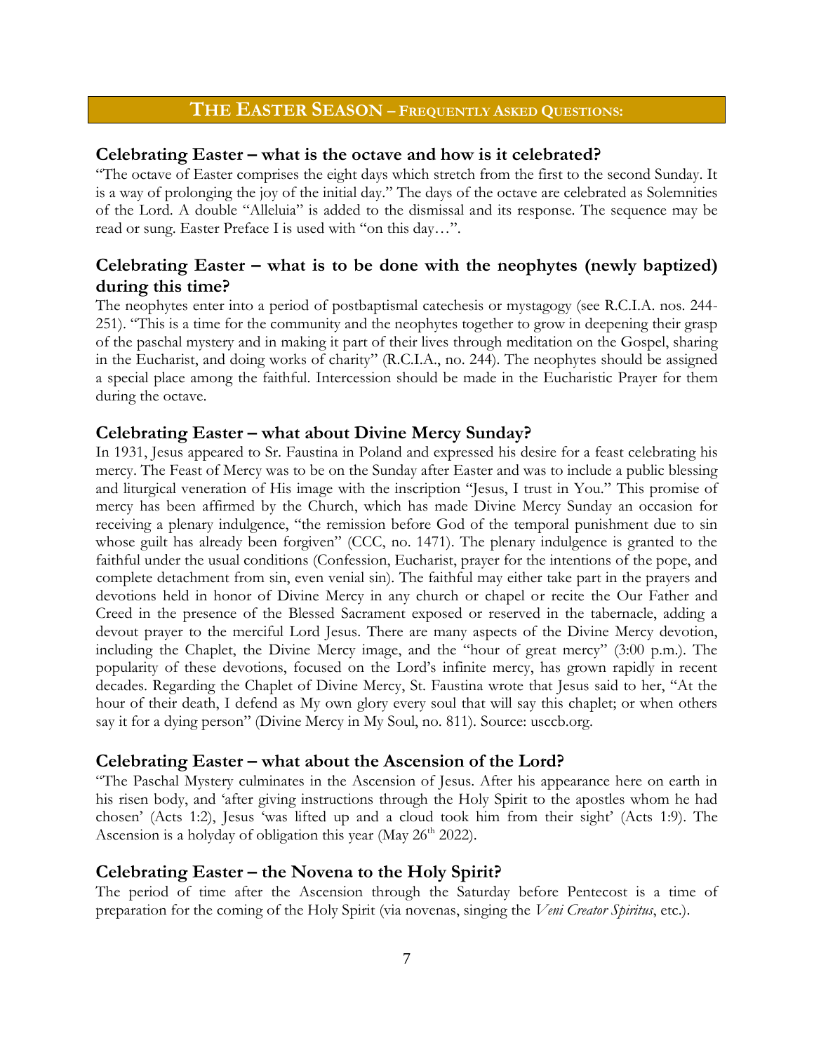## THE EASTER SEASON – FREQUENTLY ASKED QUESTIONS:

### Celebrating Easter – what is the octave and how is it celebrated?

"The octave of Easter comprises the eight days which stretch from the first to the second Sunday. It is a way of prolonging the joy of the initial day." The days of the octave are celebrated as Solemnities of the Lord. A double "Alleluia" is added to the dismissal and its response. The sequence may be read or sung. Easter Preface I is used with "on this day…".

### Celebrating Easter – what is to be done with the neophytes (newly baptized) during this time?

The neophytes enter into a period of postbaptismal catechesis or mystagogy (see R.C.I.A. nos. 244-251). "This is a time for the community and the neophytes together to grow in deepening their grasp of the paschal mystery and in making it part of their lives through meditation on the Gospel, sharing in the Eucharist, and doing works of charity" (R.C.I.A., no. 244). The neophytes should be assigned a special place among the faithful. Intercession should be made in the Eucharistic Prayer for them during the octave.

### Celebrating Easter – what about Divine Mercy Sunday?

In 1931, Jesus appeared to Sr. Faustina in Poland and expressed his desire for a feast celebrating his mercy. The Feast of Mercy was to be on the Sunday after Easter and was to include a public blessing and liturgical veneration of His image with the inscription "Jesus, I trust in You." This promise of mercy has been affirmed by the Church, which has made Divine Mercy Sunday an occasion for receiving a plenary indulgence, "the remission before God of the temporal punishment due to sin whose guilt has already been forgiven" (CCC, no. 1471). The plenary indulgence is granted to the faithful under the usual conditions (Confession, Eucharist, prayer for the intentions of the pope, and complete detachment from sin, even venial sin). The faithful may either take part in the prayers and devotions held in honor of Divine Mercy in any church or chapel or recite the Our Father and Creed in the presence of the Blessed Sacrament exposed or reserved in the tabernacle, adding a devout prayer to the merciful Lord Jesus. There are many aspects of the Divine Mercy devotion, including the Chaplet, the Divine Mercy image, and the "hour of great mercy" (3:00 p.m.). The popularity of these devotions, focused on the Lord's infinite mercy, has grown rapidly in recent decades. Regarding the Chaplet of Divine Mercy, St. Faustina wrote that Jesus said to her, "At the hour of their death, I defend as My own glory every soul that will say this chaplet; or when others say it for a dying person" (Divine Mercy in My Soul, no. 811). Source: usccb.org.

### Celebrating Easter – what about the Ascension of the Lord?

"The Paschal Mystery culminates in the Ascension of Jesus. After his appearance here on earth in his risen body, and 'after giving instructions through the Holy Spirit to the apostles whom he had chosen' (Acts 1:2), Jesus 'was lifted up and a cloud took him from their sight' (Acts 1:9). The Ascension is a holyday of obligation this year (May 26th 2022).

### Celebrating Easter – the Novena to the Holy Spirit?

The period of time after the Ascension through the Saturday before Pentecost is a time of preparation for the coming of the Holy Spirit (via novenas, singing the *Veni Creator Spiritus*, etc.).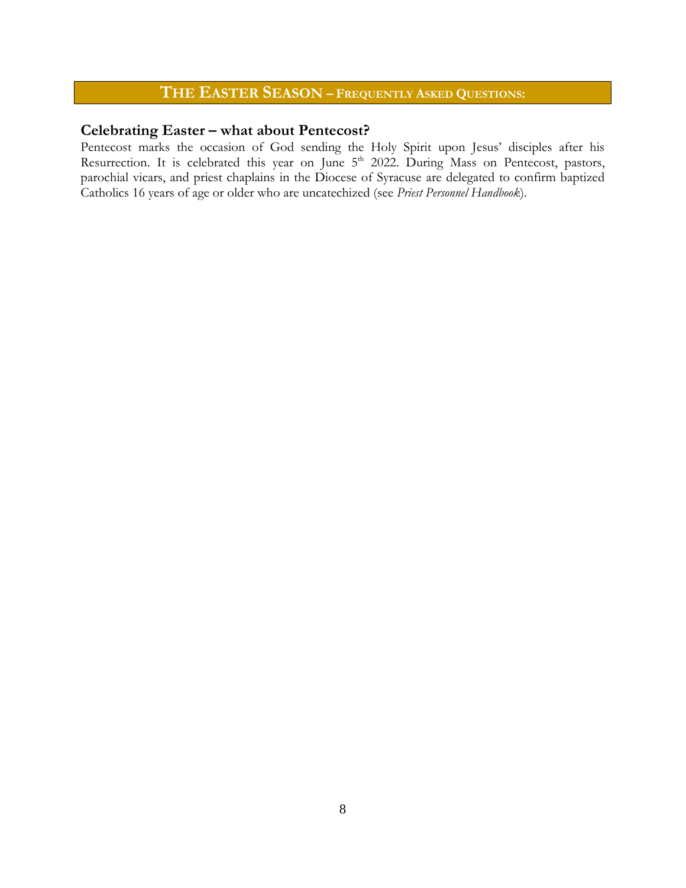## The Easter Season – Frequently Asked Questions:

### Celebrating Easter – what about Pentecost?

Pentecost marks the occasion of God sending the Holy Spirit upon Jesus' disciples after his Resurrection. It is celebrated this year on June 5th 2022. During Mass on Pentecost, pastors, parochial vicars, and priest chaplains in the Diocese of Syracuse are delegated to confirm baptized Catholics 16 years of age or older who are uncatechized (see *Priest Personnel Handbook*).